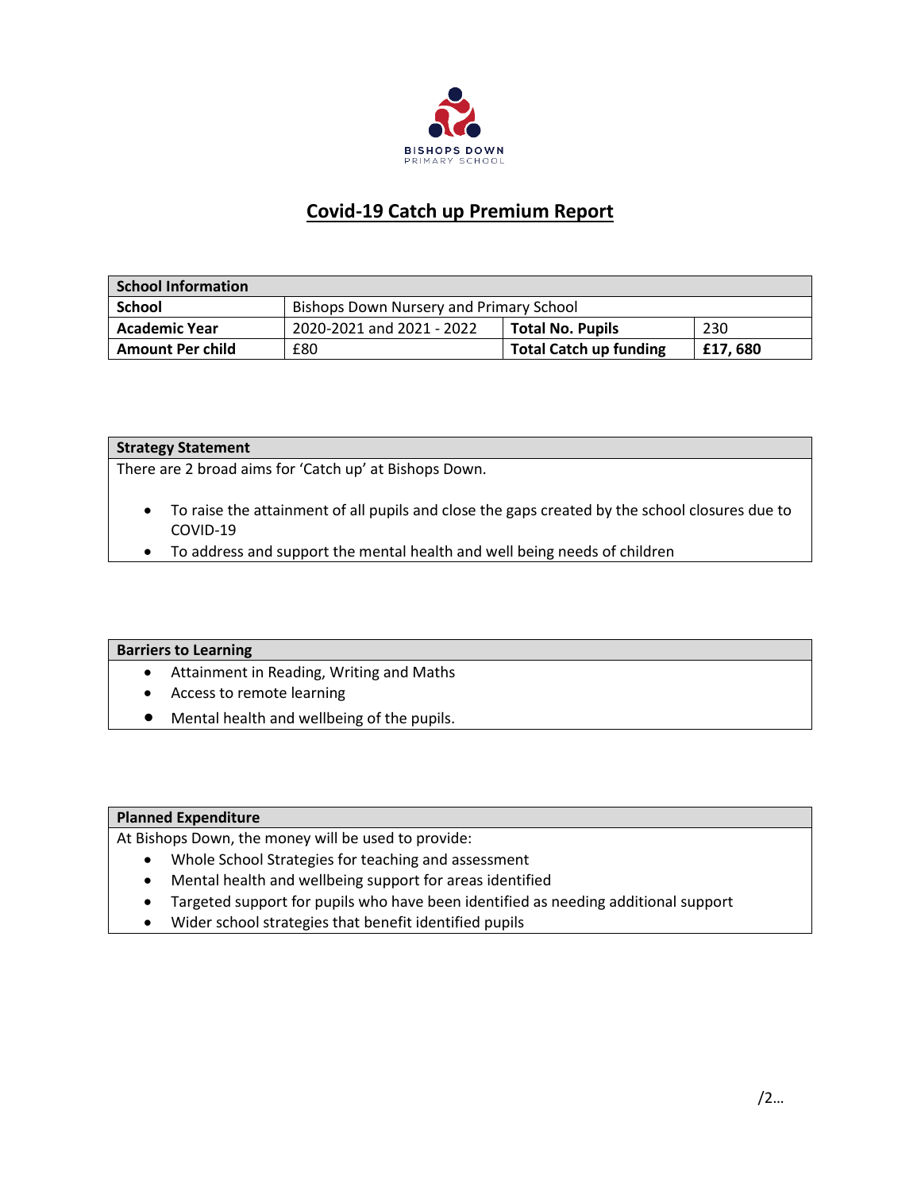BISHOPS DOWN
PRIMARY SCHOOL

# Covid-19 Catch up Premium Report

| School Information | | | |
|---|---|---|---|
| **School** | Bishops Down Nursery and Primary School | | |
| **Academic Year** | 2020-2021 and 2021 - 2022 | **Total No. Pupils** | 230 |
| **Amount Per child** | £80 | **Total Catch up funding** | **£17, 680** |

**Strategy Statement**

There are 2 broad aims for 'Catch up' at Bishops Down.

- To raise the attainment of all pupils and close the gaps created by the school closures due to COVID-19
- To address and support the mental health and well being needs of children

**Barriers to Learning**

- Attainment in Reading, Writing and Maths
- Access to remote learning
- Mental health and wellbeing of the pupils.

**Planned Expenditure**

At Bishops Down, the money will be used to provide:

- Whole School Strategies for teaching and assessment
- Mental health and wellbeing support for areas identified
- Targeted support for pupils who have been identified as needing additional support
- Wider school strategies that benefit identified pupils

/2…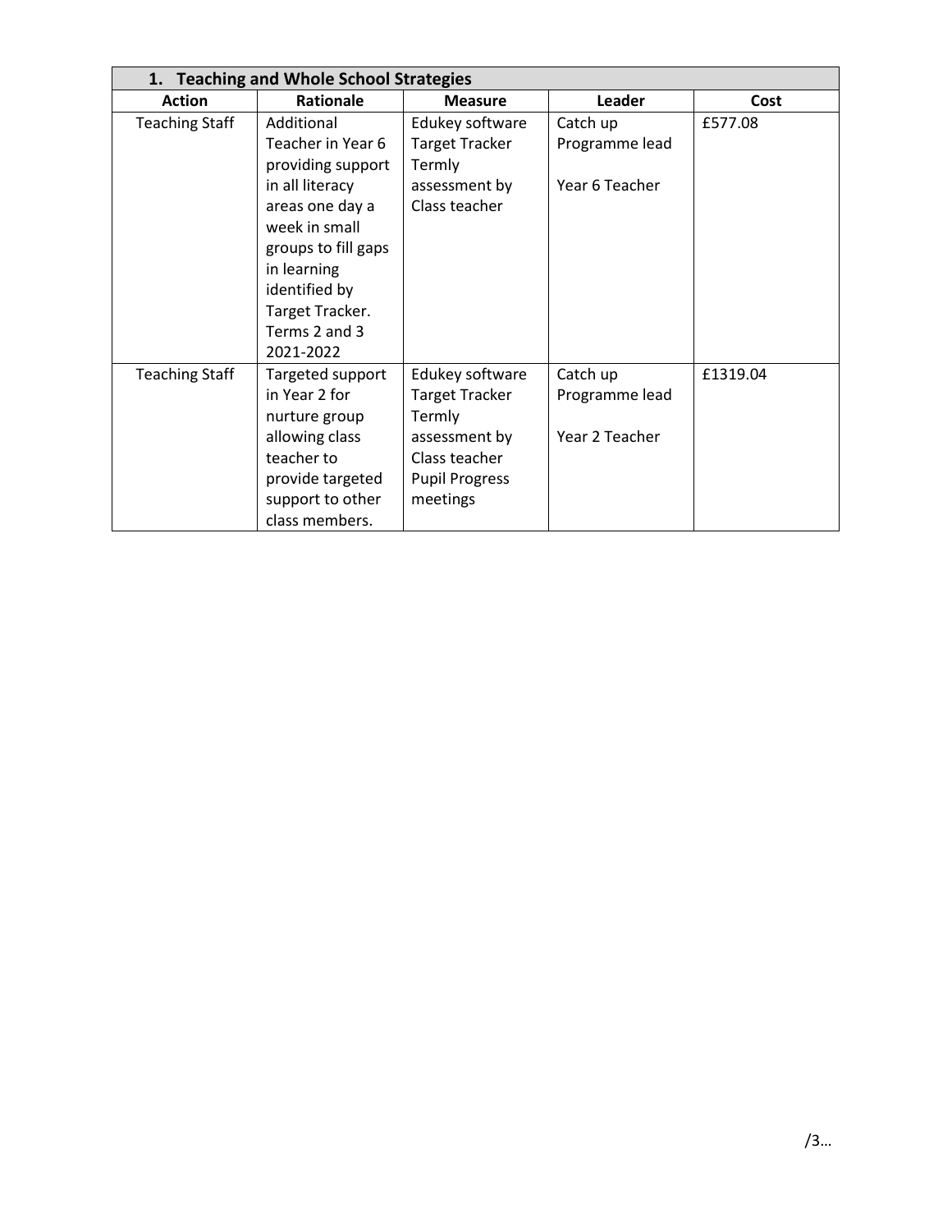| 1. Teaching and Whole School Strategies | | | | |
|---|---|---|---|---|
| **Action** | **Rationale** | **Measure** | **Leader** | **Cost** |
| Teaching Staff | Additional Teacher in Year 6 providing support in all literacy areas one day a week in small groups to fill gaps in learning identified by Target Tracker. Terms 2 and 3 2021-2022 | Edukey software Target Tracker Termly assessment by Class teacher | Catch up Programme lead<br><br>Year 6 Teacher | £577.08 |
| Teaching Staff | Targeted support in Year 2 for nurture group allowing class teacher to provide targeted support to other class members. | Edukey software Target Tracker Termly assessment by Class teacher Pupil Progress meetings | Catch up Programme lead<br><br>Year 2 Teacher | £1319.04 |

/3…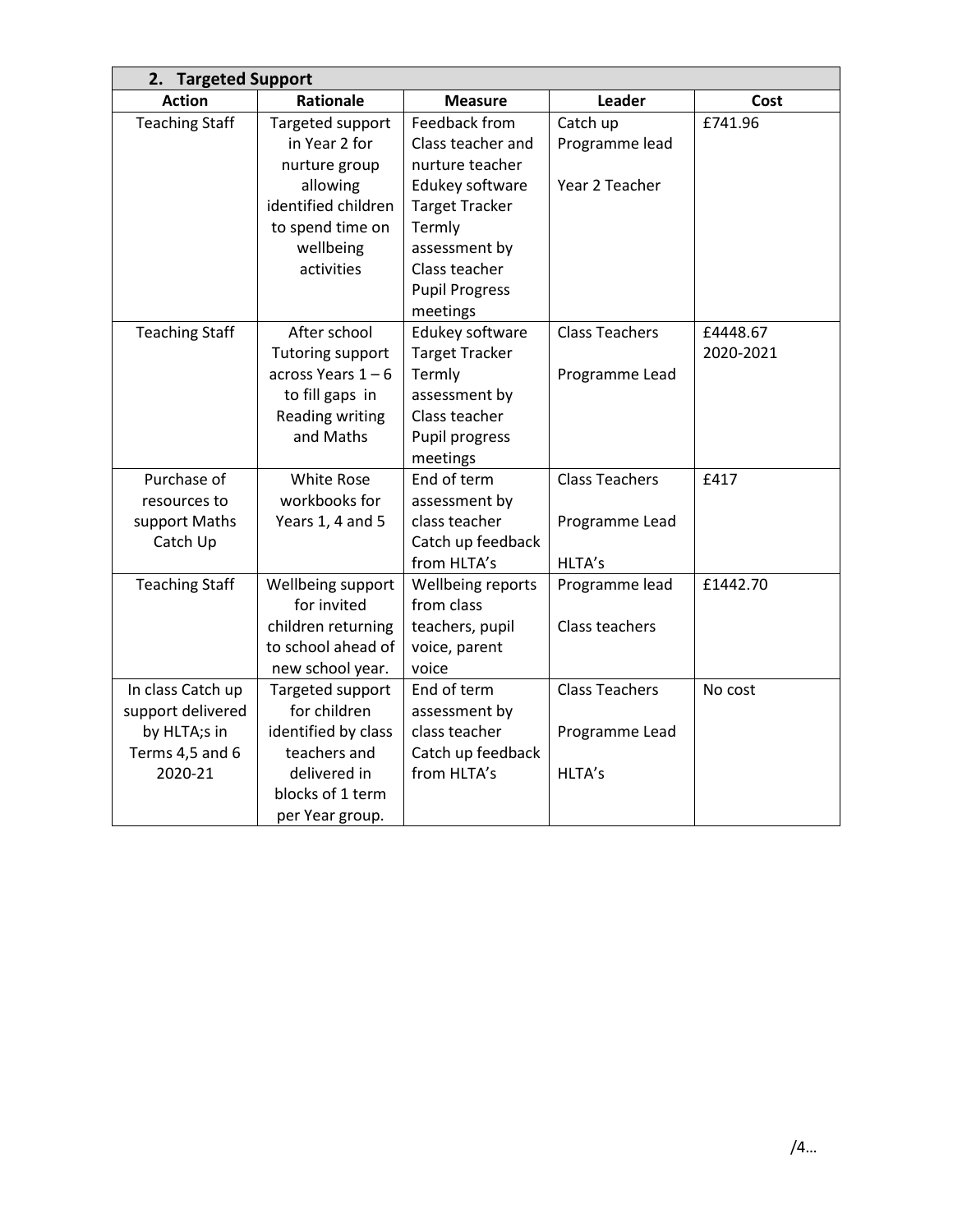## 2. Targeted Support

| Action | Rationale | Measure | Leader | Cost |
|---|---|---|---|---|
| Teaching Staff | Targeted support in Year 2 for nurture group allowing identified children to spend time on wellbeing activities | Feedback from Class teacher and nurture teacher Edukey software Target Tracker Termly assessment by Class teacher Pupil Progress meetings | Catch up Programme lead<br><br>Year 2 Teacher | £741.96 |
| Teaching Staff | After school Tutoring support across Years 1 – 6 to fill gaps in Reading writing and Maths | Edukey software Target Tracker Termly assessment by Class teacher Pupil progress meetings | Class Teachers<br><br>Programme Lead | £4448.67 2020-2021 |
| Purchase of resources to support Maths Catch Up | White Rose workbooks for Years 1, 4 and 5 | End of term assessment by class teacher Catch up feedback from HLTA's | Class Teachers<br><br>Programme Lead<br><br>HLTA's | £417 |
| Teaching Staff | Wellbeing support for invited children returning to school ahead of new school year. | Wellbeing reports from class teachers, pupil voice, parent voice | Programme lead<br><br>Class teachers | £1442.70 |
| In class Catch up support delivered by HLTA;s in Terms 4,5 and 6 2020-21 | Targeted support for children identified by class teachers and delivered in blocks of 1 term per Year group. | End of term assessment by class teacher Catch up feedback from HLTA's | Class Teachers<br><br>Programme Lead<br><br>HLTA's | No cost |

/4…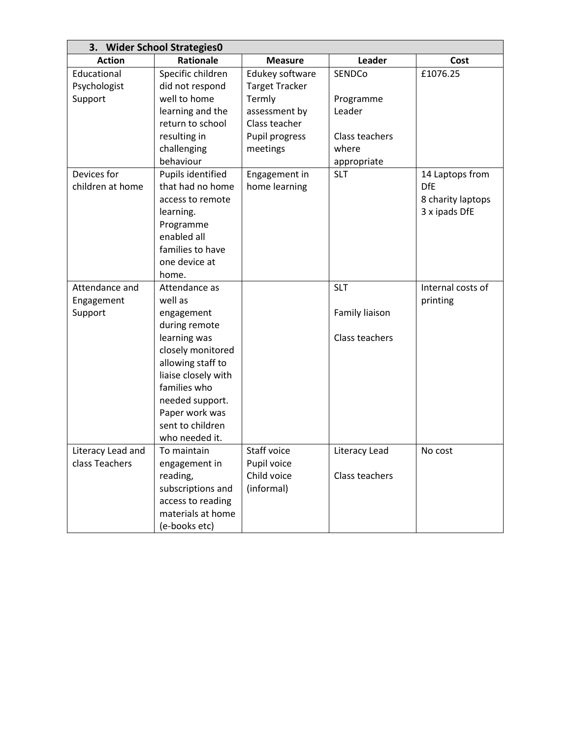| 3. Wider School Strategies0 | | | | |
|---|---|---|---|---|
| **Action** | **Rationale** | **Measure** | **Leader** | **Cost** |
| Educational Psychologist Support | Specific children did not respond well to home learning and the return to school resulting in challenging behaviour | Edukey software<br>Target Tracker<br>Termly assessment by Class teacher<br>Pupil progress meetings | SENDCo<br><br>Programme Leader<br><br>Class teachers where appropriate | £1076.25 |
| Devices for children at home | Pupils identified that had no home access to remote learning. Programme enabled all families to have one device at home. | Engagement in home learning | SLT | 14 Laptops from DfE<br>8 charity laptops<br>3 x ipads DfE |
| Attendance and Engagement Support | Attendance as well as engagement during remote learning was closely monitored allowing staff to liaise closely with families who needed support. Paper work was sent to children who needed it. | | SLT<br><br>Family liaison<br><br>Class teachers | Internal costs of printing |
| Literacy Lead and class Teachers | To maintain engagement in reading, subscriptions and access to reading materials at home (e-books etc) | Staff voice<br>Pupil voice<br>Child voice (informal) | Literacy Lead<br><br>Class teachers | No cost |